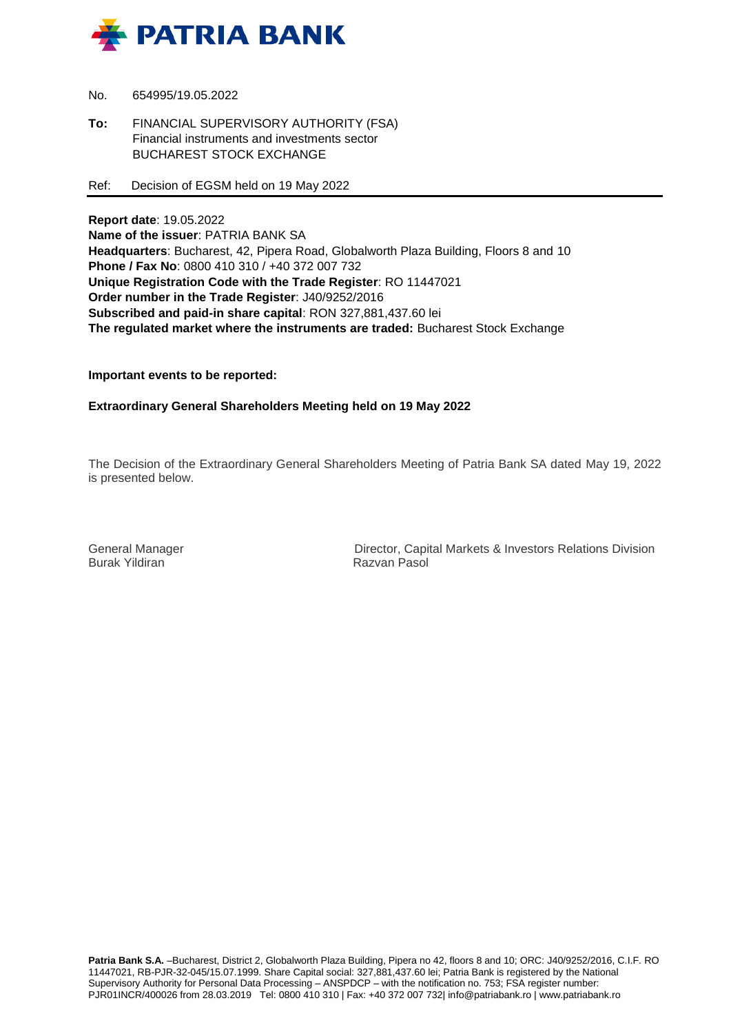No. 654995/19.05.2022

**To:** FINANCIAL SUPERVISORY AUTHORITY (FSA)
Financial instruments and investments sector
BUCHAREST STOCK EXCHANGE

Ref: Decision of EGSM held on 19 May 2022

---

**Report date**: 19.05.2022
**Name of the issuer**: PATRIA BANK SA
**Headquarters**: Bucharest, 42, Pipera Road, Globalworth Plaza Building, Floors 8 and 10
**Phone / Fax No**: 0800 410 310 / +40 372 007 732
**Unique Registration Code with the Trade Register**: RO 11447021
**Order number in the Trade Register**: J40/9252/2016
**Subscribed and paid-in share capital**: RON 327,881,437.60 lei
**The regulated market where the instruments are traded:** Bucharest Stock Exchange

**Important events to be reported:**

**Extraordinary General Shareholders Meeting held on 19 May 2022**

The Decision of the Extraordinary General Shareholders Meeting of Patria Bank SA dated May 19, 2022 is presented below.

General Manager
Burak Yildiran

Director, Capital Markets & Investors Relations Division
Razvan Pasol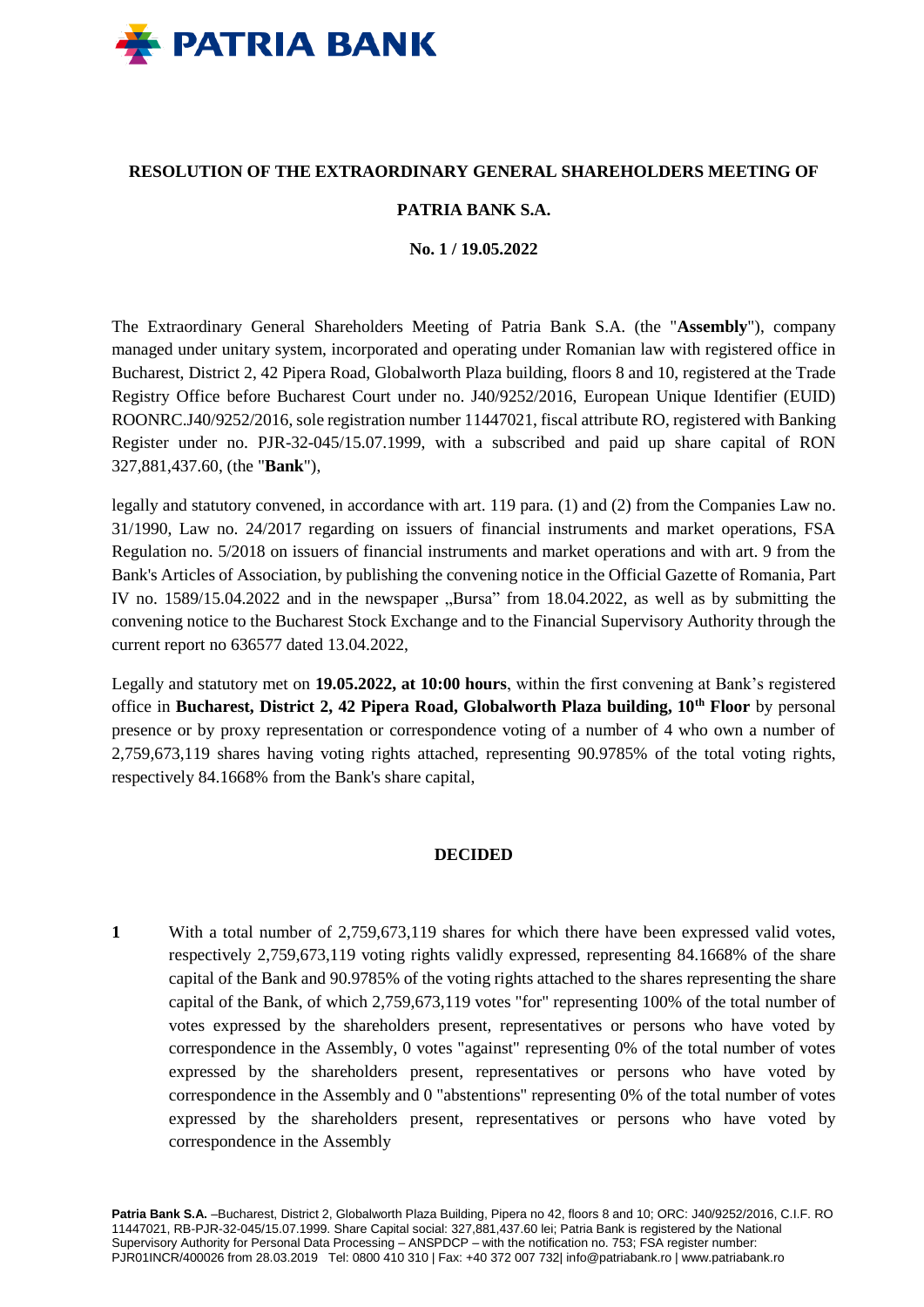**RESOLUTION OF THE EXTRAORDINARY GENERAL SHAREHOLDERS MEETING OF**

**PATRIA BANK S.A.**

**No. 1 / 19.05.2022**

The Extraordinary General Shareholders Meeting of Patria Bank S.A. (the "**Assembly**"), company managed under unitary system, incorporated and operating under Romanian law with registered office in Bucharest, District 2, 42 Pipera Road, Globalworth Plaza building, floors 8 and 10, registered at the Trade Registry Office before Bucharest Court under no. J40/9252/2016, European Unique Identifier (EUID) ROONRC.J40/9252/2016, sole registration number 11447021, fiscal attribute RO, registered with Banking Register under no. PJR-32-045/15.07.1999, with a subscribed and paid up share capital of RON 327,881,437.60, (the "**Bank**"),

legally and statutory convened, in accordance with art. 119 para. (1) and (2) from the Companies Law no. 31/1990, Law no. 24/2017 regarding on issuers of financial instruments and market operations, FSA Regulation no. 5/2018 on issuers of financial instruments and market operations and with art. 9 from the Bank's Articles of Association, by publishing the convening notice in the Official Gazette of Romania, Part IV no. 1589/15.04.2022 and in the newspaper „Bursa" from 18.04.2022, as well as by submitting the convening notice to the Bucharest Stock Exchange and to the Financial Supervisory Authority through the current report no 636577 dated 13.04.2022,

Legally and statutory met on **19.05.2022, at 10:00 hours**, within the first convening at Bank's registered office in **Bucharest, District 2, 42 Pipera Road, Globalworth Plaza building, 10th Floor** by personal presence or by proxy representation or correspondence voting of a number of 4 who own a number of 2,759,673,119 shares having voting rights attached, representing 90.9785% of the total voting rights, respectively 84.1668% from the Bank's share capital,

**DECIDED**

**1** With a total number of 2,759,673,119 shares for which there have been expressed valid votes, respectively 2,759,673,119 voting rights validly expressed, representing 84.1668% of the share capital of the Bank and 90.9785% of the voting rights attached to the shares representing the share capital of the Bank, of which 2,759,673,119 votes "for" representing 100% of the total number of votes expressed by the shareholders present, representatives or persons who have voted by correspondence in the Assembly, 0 votes "against" representing 0% of the total number of votes expressed by the shareholders present, representatives or persons who have voted by correspondence in the Assembly and 0 "abstentions" representing 0% of the total number of votes expressed by the shareholders present, representatives or persons who have voted by correspondence in the Assembly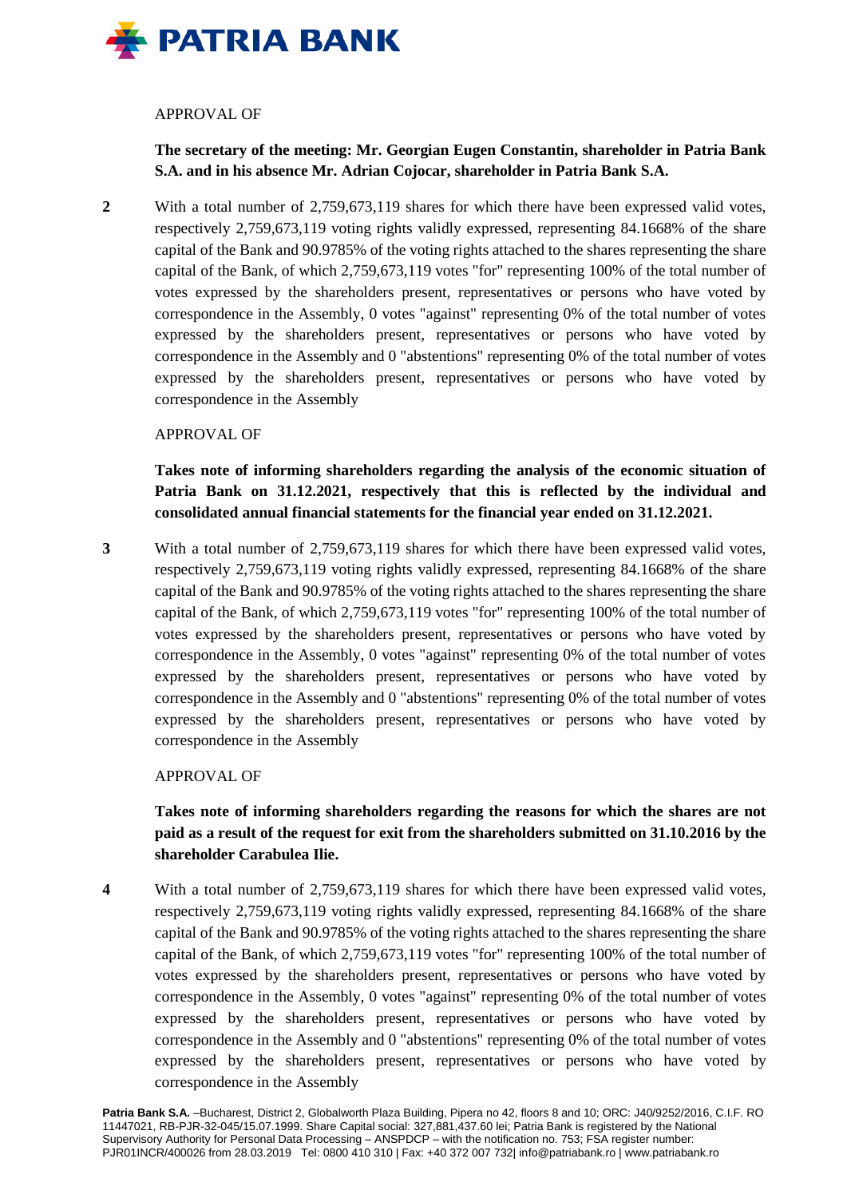APPROVAL OF

**The secretary of the meeting: Mr. Georgian Eugen Constantin, shareholder in Patria Bank S.A. and in his absence Mr. Adrian Cojocar, shareholder in Patria Bank S.A.**

**2** With a total number of 2,759,673,119 shares for which there have been expressed valid votes, respectively 2,759,673,119 voting rights validly expressed, representing 84.1668% of the share capital of the Bank and 90.9785% of the voting rights attached to the shares representing the share capital of the Bank, of which 2,759,673,119 votes "for" representing 100% of the total number of votes expressed by the shareholders present, representatives or persons who have voted by correspondence in the Assembly, 0 votes "against" representing 0% of the total number of votes expressed by the shareholders present, representatives or persons who have voted by correspondence in the Assembly and 0 "abstentions" representing 0% of the total number of votes expressed by the shareholders present, representatives or persons who have voted by correspondence in the Assembly

APPROVAL OF

**Takes note of informing shareholders regarding the analysis of the economic situation of Patria Bank on 31.12.2021, respectively that this is reflected by the individual and consolidated annual financial statements for the financial year ended on 31.12.2021.**

**3** With a total number of 2,759,673,119 shares for which there have been expressed valid votes, respectively 2,759,673,119 voting rights validly expressed, representing 84.1668% of the share capital of the Bank and 90.9785% of the voting rights attached to the shares representing the share capital of the Bank, of which 2,759,673,119 votes "for" representing 100% of the total number of votes expressed by the shareholders present, representatives or persons who have voted by correspondence in the Assembly, 0 votes "against" representing 0% of the total number of votes expressed by the shareholders present, representatives or persons who have voted by correspondence in the Assembly and 0 "abstentions" representing 0% of the total number of votes expressed by the shareholders present, representatives or persons who have voted by correspondence in the Assembly

APPROVAL OF

**Takes note of informing shareholders regarding the reasons for which the shares are not paid as a result of the request for exit from the shareholders submitted on 31.10.2016 by the shareholder Carabulea Ilie.**

**4** With a total number of 2,759,673,119 shares for which there have been expressed valid votes, respectively 2,759,673,119 voting rights validly expressed, representing 84.1668% of the share capital of the Bank and 90.9785% of the voting rights attached to the shares representing the share capital of the Bank, of which 2,759,673,119 votes "for" representing 100% of the total number of votes expressed by the shareholders present, representatives or persons who have voted by correspondence in the Assembly, 0 votes "against" representing 0% of the total number of votes expressed by the shareholders present, representatives or persons who have voted by correspondence in the Assembly and 0 "abstentions" representing 0% of the total number of votes expressed by the shareholders present, representatives or persons who have voted by correspondence in the Assembly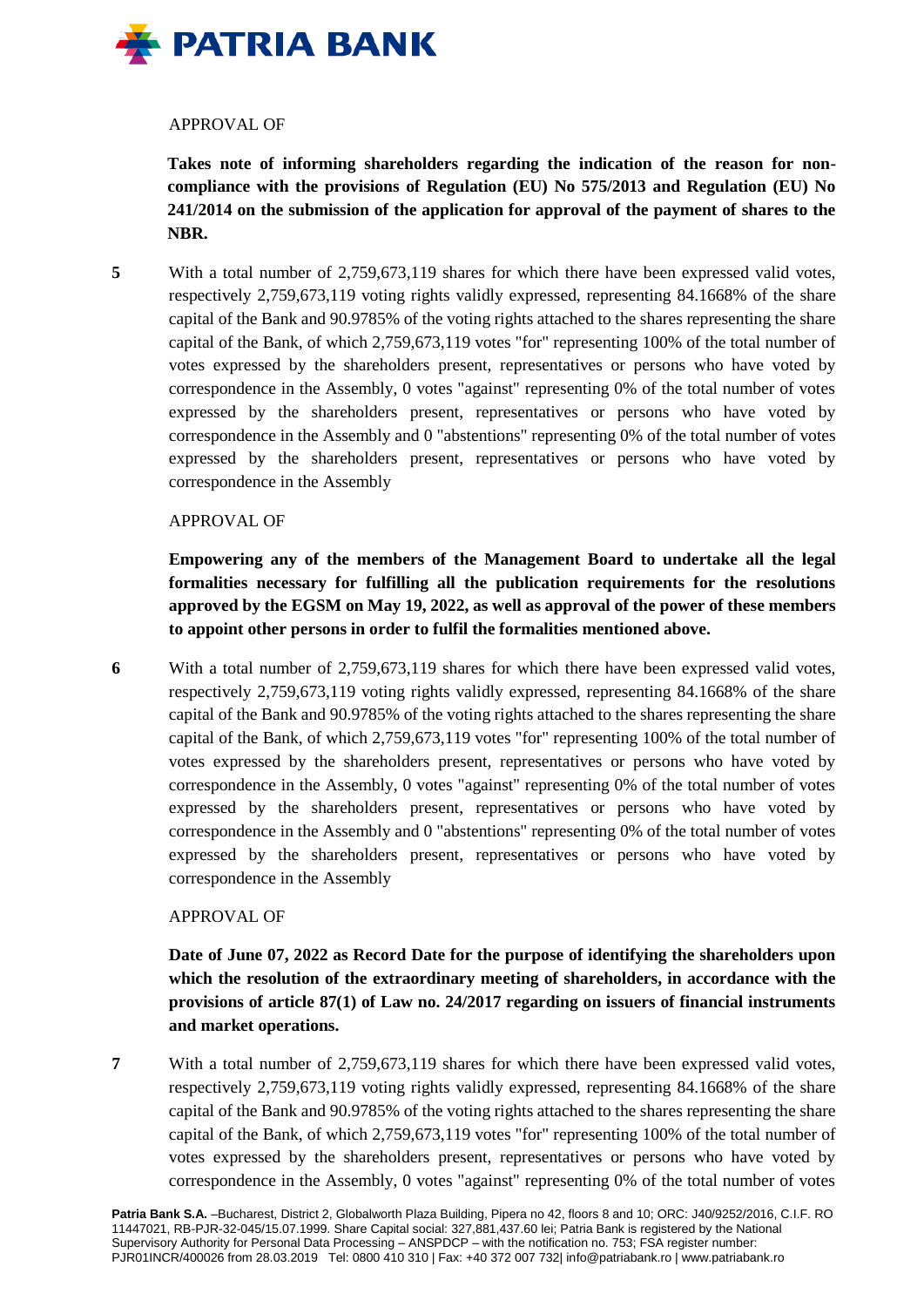APPROVAL OF

**Takes note of informing shareholders regarding the indication of the reason for non-compliance with the provisions of Regulation (EU) No 575/2013 and Regulation (EU) No 241/2014 on the submission of the application for approval of the payment of shares to the NBR.**

**5** With a total number of 2,759,673,119 shares for which there have been expressed valid votes, respectively 2,759,673,119 voting rights validly expressed, representing 84.1668% of the share capital of the Bank and 90.9785% of the voting rights attached to the shares representing the share capital of the Bank, of which 2,759,673,119 votes "for" representing 100% of the total number of votes expressed by the shareholders present, representatives or persons who have voted by correspondence in the Assembly, 0 votes "against" representing 0% of the total number of votes expressed by the shareholders present, representatives or persons who have voted by correspondence in the Assembly and 0 "abstentions" representing 0% of the total number of votes expressed by the shareholders present, representatives or persons who have voted by correspondence in the Assembly

APPROVAL OF

**Empowering any of the members of the Management Board to undertake all the legal formalities necessary for fulfilling all the publication requirements for the resolutions approved by the EGSM on May 19, 2022, as well as approval of the power of these members to appoint other persons in order to fulfil the formalities mentioned above.**

**6** With a total number of 2,759,673,119 shares for which there have been expressed valid votes, respectively 2,759,673,119 voting rights validly expressed, representing 84.1668% of the share capital of the Bank and 90.9785% of the voting rights attached to the shares representing the share capital of the Bank, of which 2,759,673,119 votes "for" representing 100% of the total number of votes expressed by the shareholders present, representatives or persons who have voted by correspondence in the Assembly, 0 votes "against" representing 0% of the total number of votes expressed by the shareholders present, representatives or persons who have voted by correspondence in the Assembly and 0 "abstentions" representing 0% of the total number of votes expressed by the shareholders present, representatives or persons who have voted by correspondence in the Assembly

APPROVAL OF

**Date of June 07, 2022 as Record Date for the purpose of identifying the shareholders upon which the resolution of the extraordinary meeting of shareholders, in accordance with the provisions of article 87(1) of Law no. 24/2017 regarding on issuers of financial instruments and market operations.**

**7** With a total number of 2,759,673,119 shares for which there have been expressed valid votes, respectively 2,759,673,119 voting rights validly expressed, representing 84.1668% of the share capital of the Bank and 90.9785% of the voting rights attached to the shares representing the share capital of the Bank, of which 2,759,673,119 votes "for" representing 100% of the total number of votes expressed by the shareholders present, representatives or persons who have voted by correspondence in the Assembly, 0 votes "against" representing 0% of the total number of votes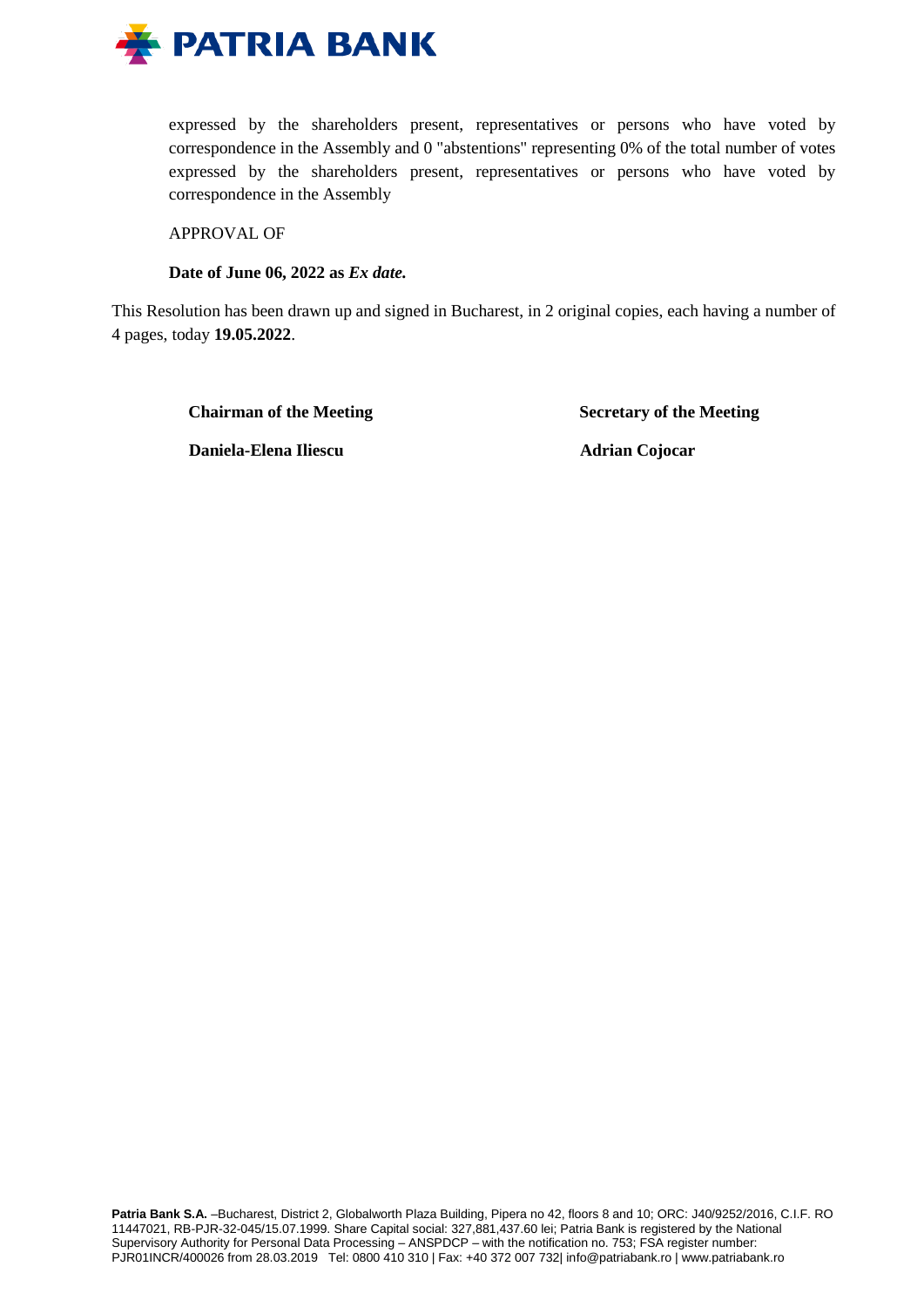expressed by the shareholders present, representatives or persons who have voted by correspondence in the Assembly and 0 "abstentions" representing 0% of the total number of votes expressed by the shareholders present, representatives or persons who have voted by correspondence in the Assembly

APPROVAL OF

**Date of June 06, 2022 as *Ex date.***

This Resolution has been drawn up and signed in Bucharest, in 2 original copies, each having a number of 4 pages, today **19.05.2022**.

| | |
|---|---|
| **Chairman of the Meeting** | **Secretary of the Meeting** |
| **Daniela-Elena Iliescu** | **Adrian Cojocar** |